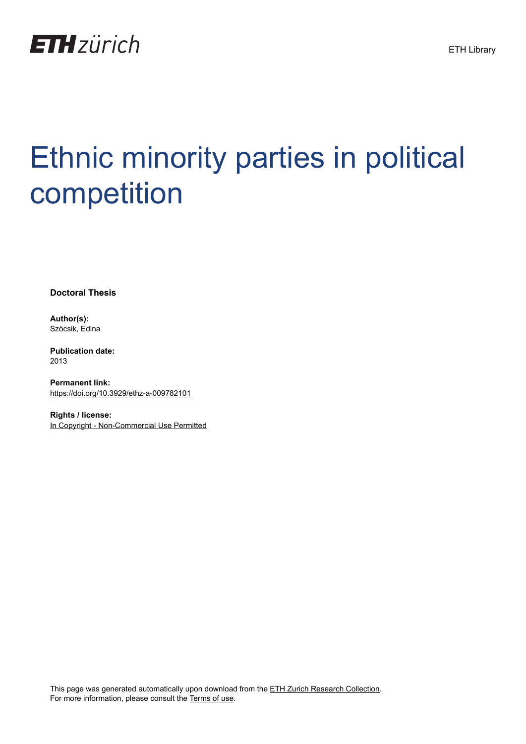ETH zürich

ETH Library

# Ethnic minority parties in political competition

**Doctoral Thesis**

**Author(s):**
Szöcsik, Edina

**Publication date:**
2013

**Permanent link:**
https://doi.org/10.3929/ethz-a-009782101

**Rights / license:**
In Copyright - Non-Commercial Use Permitted

This page was generated automatically upon download from the ETH Zurich Research Collection.
For more information, please consult the Terms of use.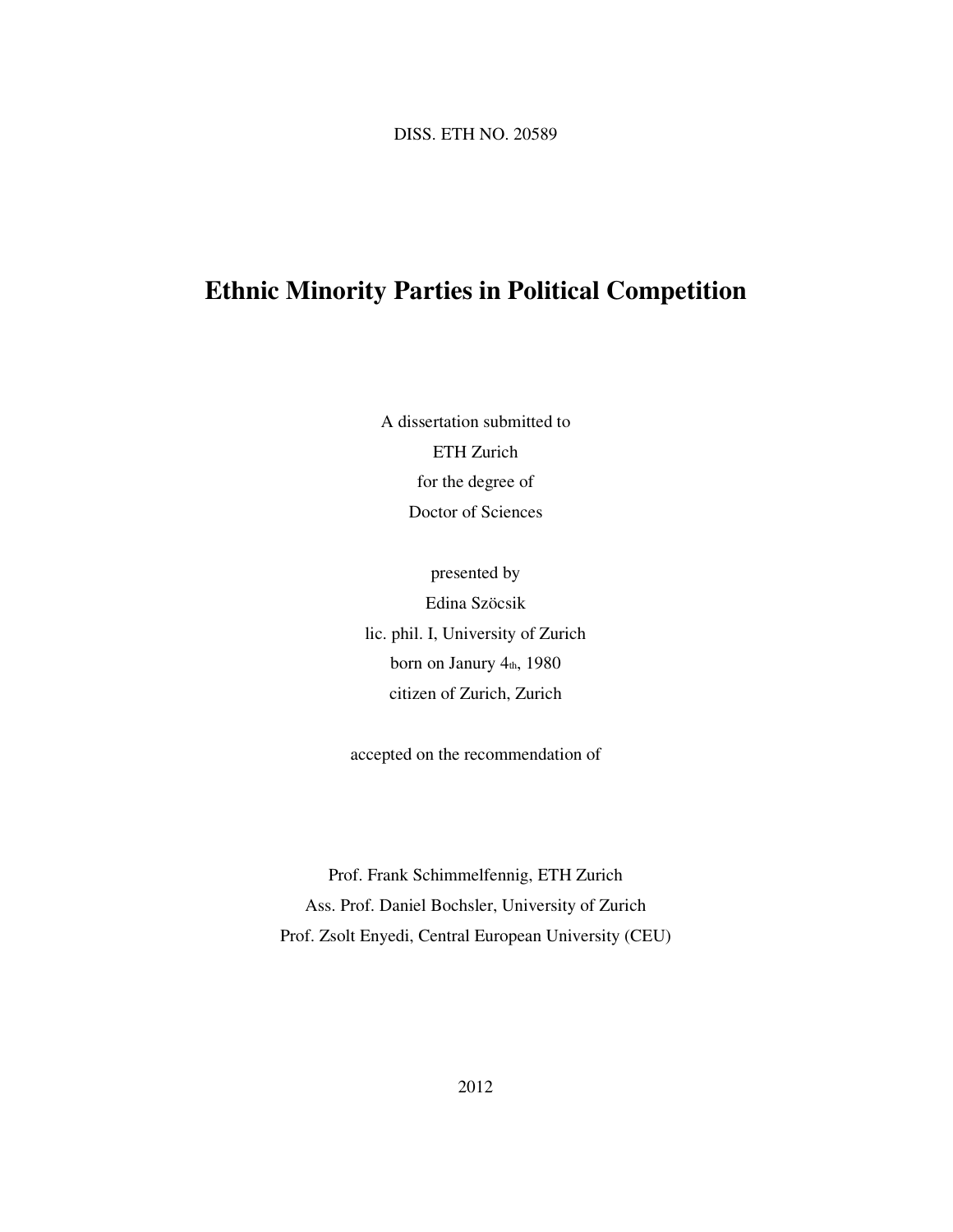DISS. ETH NO. 20589

# Ethnic Minority Parties in Political Competition

A dissertation submitted to
ETH Zurich
for the degree of
Doctor of Sciences

presented by
Edina Szöcsik
lic. phil. I, University of Zurich
born on Janury 4th, 1980
citizen of Zurich, Zurich

accepted on the recommendation of

Prof. Frank Schimmelfennig, ETH Zurich
Ass. Prof. Daniel Bochsler, University of Zurich
Prof. Zsolt Enyedi, Central European University (CEU)

2012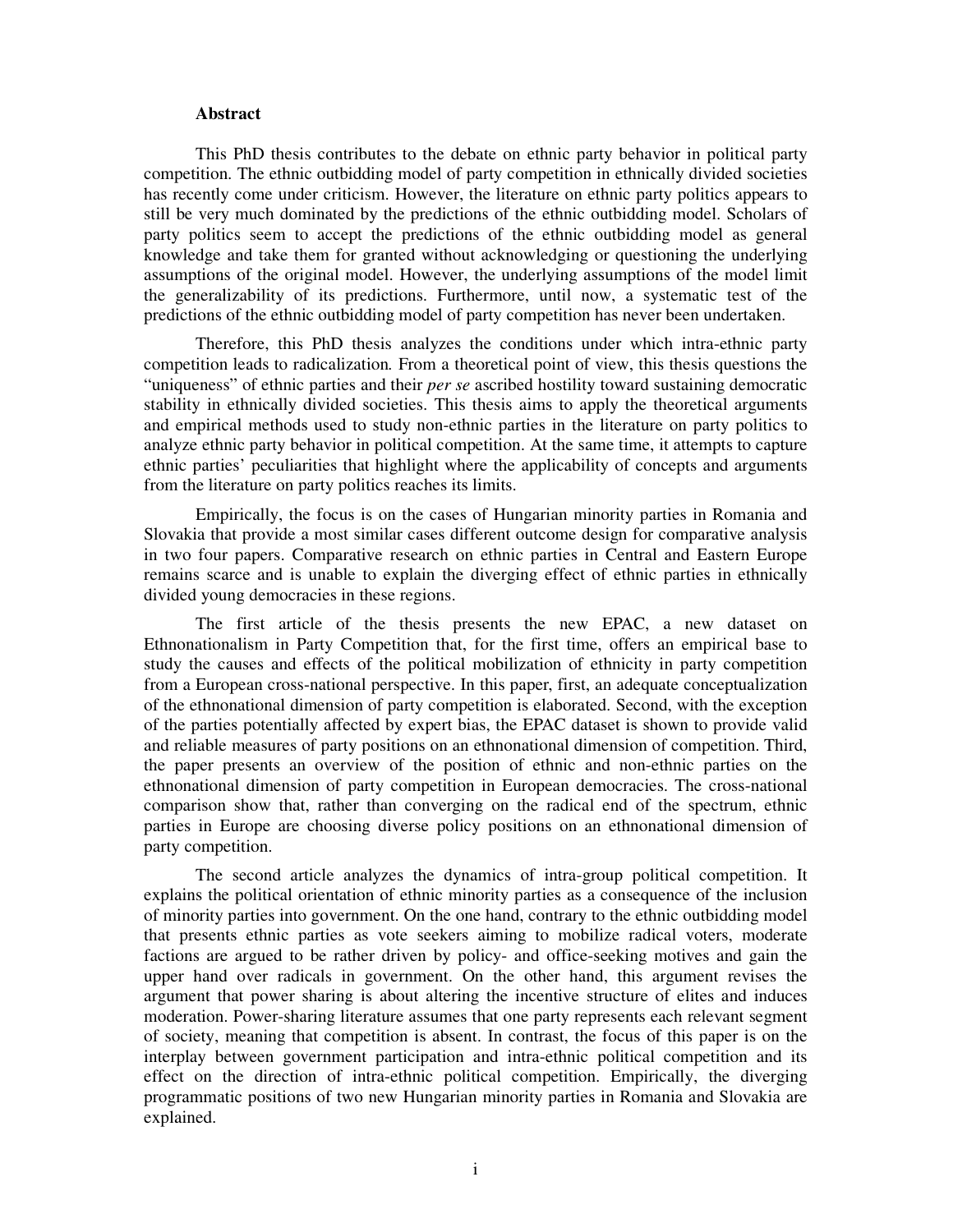**Abstract**

This PhD thesis contributes to the debate on ethnic party behavior in political party competition. The ethnic outbidding model of party competition in ethnically divided societies has recently come under criticism. However, the literature on ethnic party politics appears to still be very much dominated by the predictions of the ethnic outbidding model. Scholars of party politics seem to accept the predictions of the ethnic outbidding model as general knowledge and take them for granted without acknowledging or questioning the underlying assumptions of the original model. However, the underlying assumptions of the model limit the generalizability of its predictions. Furthermore, until now, a systematic test of the predictions of the ethnic outbidding model of party competition has never been undertaken.

Therefore, this PhD thesis analyzes the conditions under which intra-ethnic party competition leads to radicalization. From a theoretical point of view, this thesis questions the "uniqueness" of ethnic parties and their *per se* ascribed hostility toward sustaining democratic stability in ethnically divided societies. This thesis aims to apply the theoretical arguments and empirical methods used to study non-ethnic parties in the literature on party politics to analyze ethnic party behavior in political competition. At the same time, it attempts to capture ethnic parties' peculiarities that highlight where the applicability of concepts and arguments from the literature on party politics reaches its limits.

Empirically, the focus is on the cases of Hungarian minority parties in Romania and Slovakia that provide a most similar cases different outcome design for comparative analysis in two four papers. Comparative research on ethnic parties in Central and Eastern Europe remains scarce and is unable to explain the diverging effect of ethnic parties in ethnically divided young democracies in these regions.

The first article of the thesis presents the new EPAC, a new dataset on Ethnonationalism in Party Competition that, for the first time, offers an empirical base to study the causes and effects of the political mobilization of ethnicity in party competition from a European cross-national perspective. In this paper, first, an adequate conceptualization of the ethnonational dimension of party competition is elaborated. Second, with the exception of the parties potentially affected by expert bias, the EPAC dataset is shown to provide valid and reliable measures of party positions on an ethnonational dimension of competition. Third, the paper presents an overview of the position of ethnic and non-ethnic parties on the ethnonational dimension of party competition in European democracies. The cross-national comparison show that, rather than converging on the radical end of the spectrum, ethnic parties in Europe are choosing diverse policy positions on an ethnonational dimension of party competition.

The second article analyzes the dynamics of intra-group political competition. It explains the political orientation of ethnic minority parties as a consequence of the inclusion of minority parties into government. On the one hand, contrary to the ethnic outbidding model that presents ethnic parties as vote seekers aiming to mobilize radical voters, moderate factions are argued to be rather driven by policy- and office-seeking motives and gain the upper hand over radicals in government. On the other hand, this argument revises the argument that power sharing is about altering the incentive structure of elites and induces moderation. Power-sharing literature assumes that one party represents each relevant segment of society, meaning that competition is absent. In contrast, the focus of this paper is on the interplay between government participation and intra-ethnic political competition and its effect on the direction of intra-ethnic political competition. Empirically, the diverging programmatic positions of two new Hungarian minority parties in Romania and Slovakia are explained.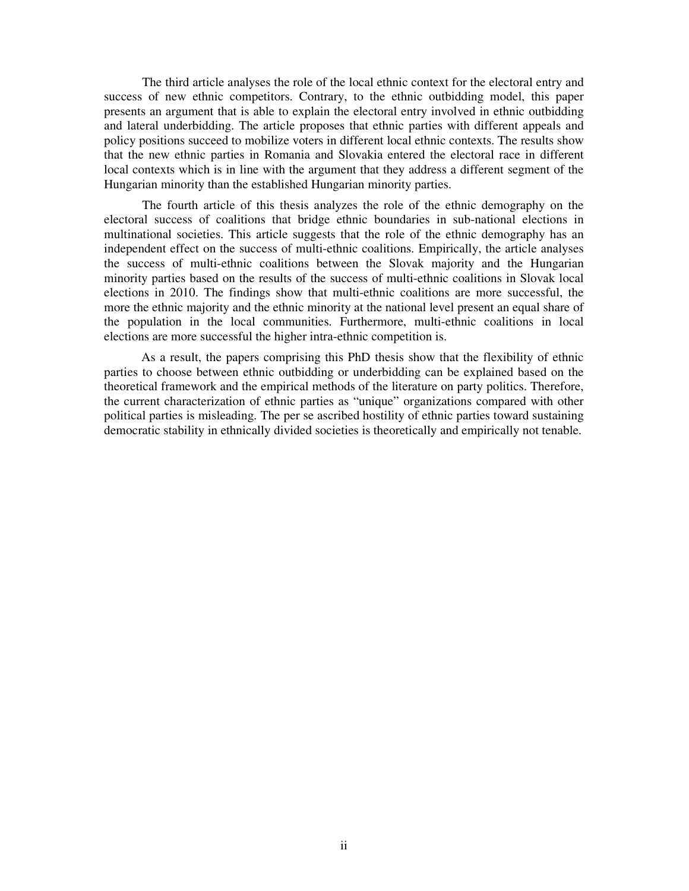The third article analyses the role of the local ethnic context for the electoral entry and success of new ethnic competitors. Contrary, to the ethnic outbidding model, this paper presents an argument that is able to explain the electoral entry involved in ethnic outbidding and lateral underbidding. The article proposes that ethnic parties with different appeals and policy positions succeed to mobilize voters in different local ethnic contexts. The results show that the new ethnic parties in Romania and Slovakia entered the electoral race in different local contexts which is in line with the argument that they address a different segment of the Hungarian minority than the established Hungarian minority parties.

The fourth article of this thesis analyzes the role of the ethnic demography on the electoral success of coalitions that bridge ethnic boundaries in sub-national elections in multinational societies. This article suggests that the role of the ethnic demography has an independent effect on the success of multi-ethnic coalitions. Empirically, the article analyses the success of multi-ethnic coalitions between the Slovak majority and the Hungarian minority parties based on the results of the success of multi-ethnic coalitions in Slovak local elections in 2010. The findings show that multi-ethnic coalitions are more successful, the more the ethnic majority and the ethnic minority at the national level present an equal share of the population in the local communities. Furthermore, multi-ethnic coalitions in local elections are more successful the higher intra-ethnic competition is.

As a result, the papers comprising this PhD thesis show that the flexibility of ethnic parties to choose between ethnic outbidding or underbidding can be explained based on the theoretical framework and the empirical methods of the literature on party politics. Therefore, the current characterization of ethnic parties as "unique" organizations compared with other political parties is misleading. The per se ascribed hostility of ethnic parties toward sustaining democratic stability in ethnically divided societies is theoretically and empirically not tenable.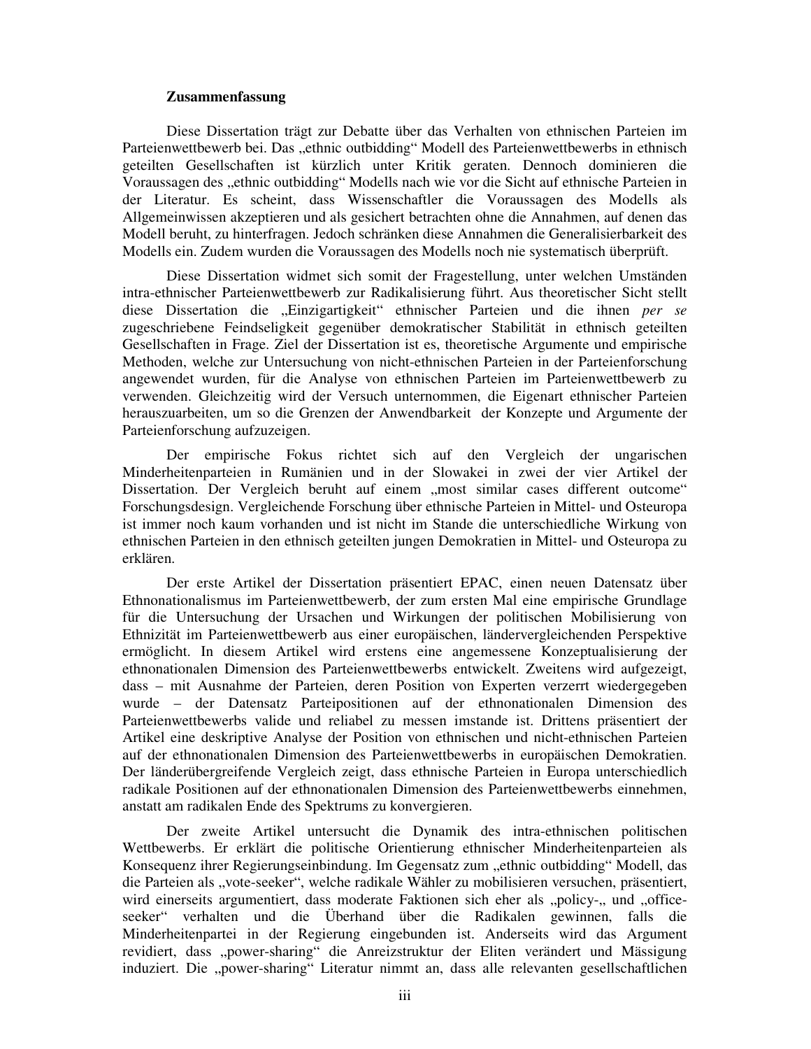**Zusammenfassung**

Diese Dissertation trägt zur Debatte über das Verhalten von ethnischen Parteien im Parteienwettbewerb bei. Das „ethnic outbidding" Modell des Parteienwettbewerbs in ethnisch geteilten Gesellschaften ist kürzlich unter Kritik geraten. Dennoch dominieren die Voraussagen des „ethnic outbidding" Modells nach wie vor die Sicht auf ethnische Parteien in der Literatur. Es scheint, dass Wissenschaftler die Voraussagen des Modells als Allgemeinwissen akzeptieren und als gesichert betrachten ohne die Annahmen, auf denen das Modell beruht, zu hinterfragen. Jedoch schränken diese Annahmen die Generalisierbarkeit des Modells ein. Zudem wurden die Voraussagen des Modells noch nie systematisch überprüft.

Diese Dissertation widmet sich somit der Fragestellung, unter welchen Umständen intra-ethnischer Parteienwettbewerb zur Radikalisierung führt. Aus theoretischer Sicht stellt diese Dissertation die „Einzigartigkeit" ethnischer Parteien und die ihnen *per se* zugeschriebene Feindseligkeit gegenüber demokratischer Stabilität in ethnisch geteilten Gesellschaften in Frage. Ziel der Dissertation ist es, theoretische Argumente und empirische Methoden, welche zur Untersuchung von nicht-ethnischen Parteien in der Parteienforschung angewendet wurden, für die Analyse von ethnischen Parteien im Parteienwettbewerb zu verwenden. Gleichzeitig wird der Versuch unternommen, die Eigenart ethnischer Parteien herauszuarbeiten, um so die Grenzen der Anwendbarkeit der Konzepte und Argumente der Parteienforschung aufzuzeigen.

Der empirische Fokus richtet sich auf den Vergleich der ungarischen Minderheitenparteien in Rumänien und in der Slowakei in zwei der vier Artikel der Dissertation. Der Vergleich beruht auf einem „most similar cases different outcome" Forschungsdesign. Vergleichende Forschung über ethnische Parteien in Mittel- und Osteuropa ist immer noch kaum vorhanden und ist nicht im Stande die unterschiedliche Wirkung von ethnischen Parteien in den ethnisch geteilten jungen Demokratien in Mittel- und Osteuropa zu erklären.

Der erste Artikel der Dissertation präsentiert EPAC, einen neuen Datensatz über Ethnonationalismus im Parteienwettbewerb, der zum ersten Mal eine empirische Grundlage für die Untersuchung der Ursachen und Wirkungen der politischen Mobilisierung von Ethnizität im Parteienwettbewerb aus einer europäischen, ländervergleichenden Perspektive ermöglicht. In diesem Artikel wird erstens eine angemessene Konzeptualisierung der ethnonationalen Dimension des Parteienwettbewerbs entwickelt. Zweitens wird aufgezeigt, dass – mit Ausnahme der Parteien, deren Position von Experten verzerrt wiedergegeben wurde – der Datensatz Parteipositionen auf der ethnonationalen Dimension des Parteienwettbewerbs valide und reliabel zu messen imstande ist. Drittens präsentiert der Artikel eine deskriptive Analyse der Position von ethnischen und nicht-ethnischen Parteien auf der ethnonationalen Dimension des Parteienwettbewerbs in europäischen Demokratien. Der länderübergreifende Vergleich zeigt, dass ethnische Parteien in Europa unterschiedlich radikale Positionen auf der ethnonationalen Dimension des Parteienwettbewerbs einnehmen, anstatt am radikalen Ende des Spektrums zu konvergieren.

Der zweite Artikel untersucht die Dynamik des intra-ethnischen politischen Wettbewerbs. Er erklärt die politische Orientierung ethnischer Minderheitenparteien als Konsequenz ihrer Regierungseinbindung. Im Gegensatz zum „ethnic outbidding" Modell, das die Parteien als „vote-seeker", welche radikale Wähler zu mobilisieren versuchen, präsentiert, wird einerseits argumentiert, dass moderate Faktionen sich eher als „policy-„ und „office-seeker" verhalten und die Überhand über die Radikalen gewinnen, falls die Minderheitenpartei in der Regierung eingebunden ist. Anderseits wird das Argument revidiert, dass „power-sharing" die Anreizstruktur der Eliten verändert und Mässigung induziert. Die „power-sharing" Literatur nimmt an, dass alle relevanten gesellschaftlichen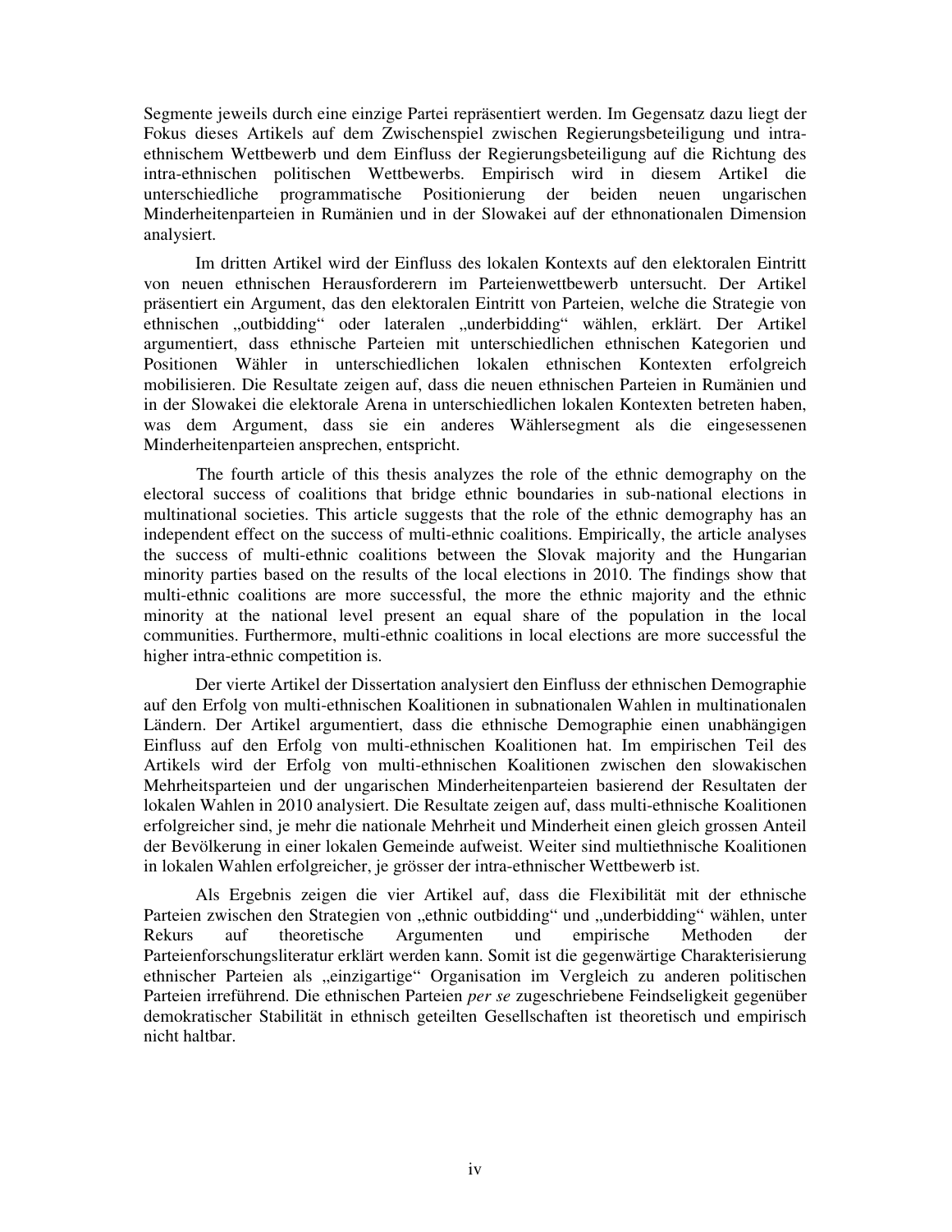Segmente jeweils durch eine einzige Partei repräsentiert werden. Im Gegensatz dazu liegt der Fokus dieses Artikels auf dem Zwischenspiel zwischen Regierungsbeteiligung und intra-ethnischem Wettbewerb und dem Einfluss der Regierungsbeteiligung auf die Richtung des intra-ethnischen politischen Wettbewerbs. Empirisch wird in diesem Artikel die unterschiedliche programmatische Positionierung der beiden neuen ungarischen Minderheitenparteien in Rumänien und in der Slowakei auf der ethnonationalen Dimension analysiert.

Im dritten Artikel wird der Einfluss des lokalen Kontexts auf den elektoralen Eintritt von neuen ethnischen Herausforderern im Parteienwettbewerb untersucht. Der Artikel präsentiert ein Argument, das den elektoralen Eintritt von Parteien, welche die Strategie von ethnischen „outbidding“ oder lateralen „underbidding“ wählen, erklärt. Der Artikel argumentiert, dass ethnische Parteien mit unterschiedlichen ethnischen Kategorien und Positionen Wähler in unterschiedlichen lokalen ethnischen Kontexten erfolgreich mobilisieren. Die Resultate zeigen auf, dass die neuen ethnischen Parteien in Rumänien und in der Slowakei die elektorale Arena in unterschiedlichen lokalen Kontexten betreten haben, was dem Argument, dass sie ein anderes Wählersegment als die eingesessenen Minderheitenparteien ansprechen, entspricht.

The fourth article of this thesis analyzes the role of the ethnic demography on the electoral success of coalitions that bridge ethnic boundaries in sub-national elections in multinational societies. This article suggests that the role of the ethnic demography has an independent effect on the success of multi-ethnic coalitions. Empirically, the article analyses the success of multi-ethnic coalitions between the Slovak majority and the Hungarian minority parties based on the results of the local elections in 2010. The findings show that multi-ethnic coalitions are more successful, the more the ethnic majority and the ethnic minority at the national level present an equal share of the population in the local communities. Furthermore, multi-ethnic coalitions in local elections are more successful the higher intra-ethnic competition is.

Der vierte Artikel der Dissertation analysiert den Einfluss der ethnischen Demographie auf den Erfolg von multi-ethnischen Koalitionen in subnationalen Wahlen in multinationalen Ländern. Der Artikel argumentiert, dass die ethnische Demographie einen unabhängigen Einfluss auf den Erfolg von multi-ethnischen Koalitionen hat. Im empirischen Teil des Artikels wird der Erfolg von multi-ethnischen Koalitionen zwischen den slowakischen Mehrheitsparteien und der ungarischen Minderheitenparteien basierend der Resultaten der lokalen Wahlen in 2010 analysiert. Die Resultate zeigen auf, dass multi-ethnische Koalitionen erfolgreicher sind, je mehr die nationale Mehrheit und Minderheit einen gleich grossen Anteil der Bevölkerung in einer lokalen Gemeinde aufweist. Weiter sind multiethnische Koalitionen in lokalen Wahlen erfolgreicher, je grösser der intra-ethnischer Wettbewerb ist.

Als Ergebnis zeigen die vier Artikel auf, dass die Flexibilität mit der ethnische Parteien zwischen den Strategien von „ethnic outbidding“ und „underbidding“ wählen, unter Rekurs auf theoretische Argumenten und empirische Methoden der Parteienforschungsliteratur erklärt werden kann. Somit ist die gegenwärtige Charakterisierung ethnischer Parteien als „einzigartige“ Organisation im Vergleich zu anderen politischen Parteien irreführend. Die ethnischen Parteien *per se* zugeschriebene Feindseligkeit gegenüber demokratischer Stabilität in ethnisch geteilten Gesellschaften ist theoretisch und empirisch nicht haltbar.